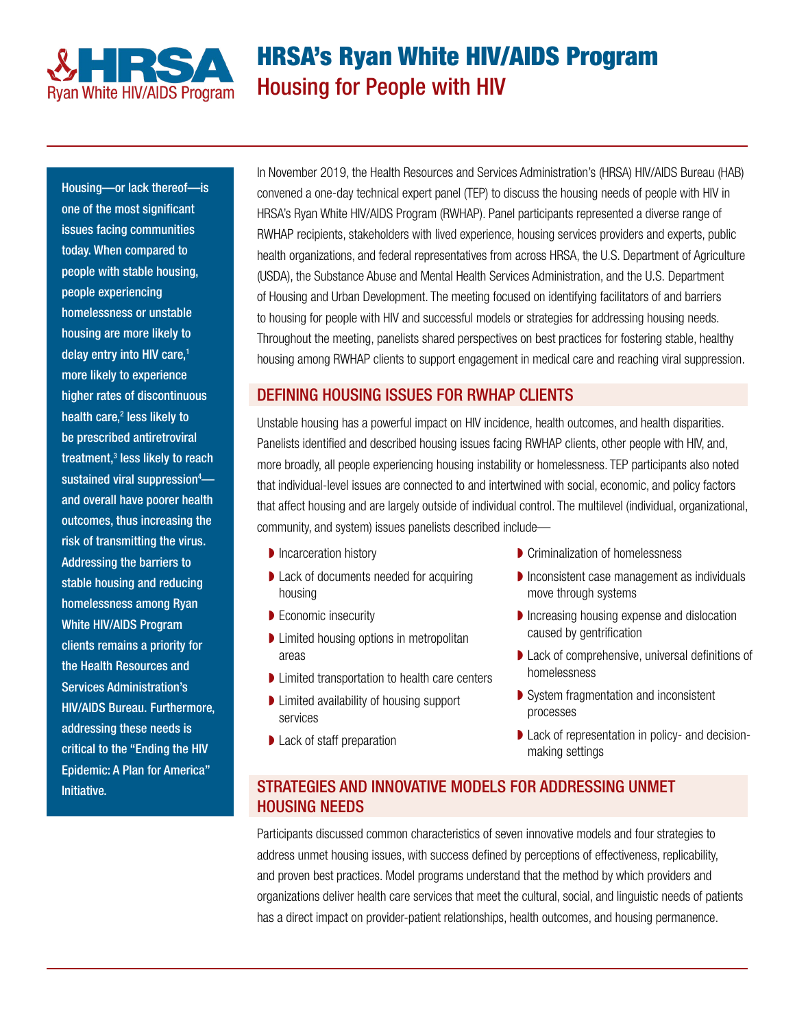# HRSA's Ryan White HIV/AIDS Program

## Housing for People with HIV

**Housing—or lack thereof—is one of the most significant issues facing communities today. When compared to people with stable housing, people experiencing homelessness or unstable housing are more likely to delay entry into HIV care,[1] more likely to experience higher rates of discontinuous health care,[2] less likely to be prescribed antiretroviral treatment,[3] less likely to reach sustained viral suppression[4]—and overall have poorer health outcomes, thus increasing the risk of transmitting the virus. Addressing the barriers to stable housing and reducing homelessness among Ryan White HIV/AIDS Program clients remains a priority for the Health Resources and Services Administration's HIV/AIDS Bureau. Furthermore, addressing these needs is critical to the "Ending the HIV Epidemic: A Plan for America" Initiative.**

In November 2019, the Health Resources and Services Administration's (HRSA) HIV/AIDS Bureau (HAB) convened a one-day technical expert panel (TEP) to discuss the housing needs of people with HIV in HRSA's Ryan White HIV/AIDS Program (RWHAP). Panel participants represented a diverse range of RWHAP recipients, stakeholders with lived experience, housing services providers and experts, public health organizations, and federal representatives from across HRSA, the U.S. Department of Agriculture (USDA), the Substance Abuse and Mental Health Services Administration, and the U.S. Department of Housing and Urban Development. The meeting focused on identifying facilitators of and barriers to housing for people with HIV and successful models or strategies for addressing housing needs. Throughout the meeting, panelists shared perspectives on best practices for fostering stable, healthy housing among RWHAP clients to support engagement in medical care and reaching viral suppression.

## DEFINING HOUSING ISSUES FOR RWHAP CLIENTS

Unstable housing has a powerful impact on HIV incidence, health outcomes, and health disparities. Panelists identified and described housing issues facing RWHAP clients, other people with HIV, and, more broadly, all people experiencing housing instability or homelessness. TEP participants also noted that individual-level issues are connected to and intertwined with social, economic, and policy factors that affect housing and are largely outside of individual control. The multilevel (individual, organizational, community, and system) issues panelists described include—

- Incarceration history
- Lack of documents needed for acquiring housing
- Economic insecurity
- Limited housing options in metropolitan areas
- Limited transportation to health care centers
- Limited availability of housing support services
- Lack of staff preparation
- Criminalization of homelessness
- Inconsistent case management as individuals move through systems
- Increasing housing expense and dislocation caused by gentrification
- Lack of comprehensive, universal definitions of homelessness
- System fragmentation and inconsistent processes
- Lack of representation in policy- and decision-making settings

## STRATEGIES AND INNOVATIVE MODELS FOR ADDRESSING UNMET HOUSING NEEDS

Participants discussed common characteristics of seven innovative models and four strategies to address unmet housing issues, with success defined by perceptions of effectiveness, replicability, and proven best practices. Model programs understand that the method by which providers and organizations deliver health care services that meet the cultural, social, and linguistic needs of patients has a direct impact on provider-patient relationships, health outcomes, and housing permanence.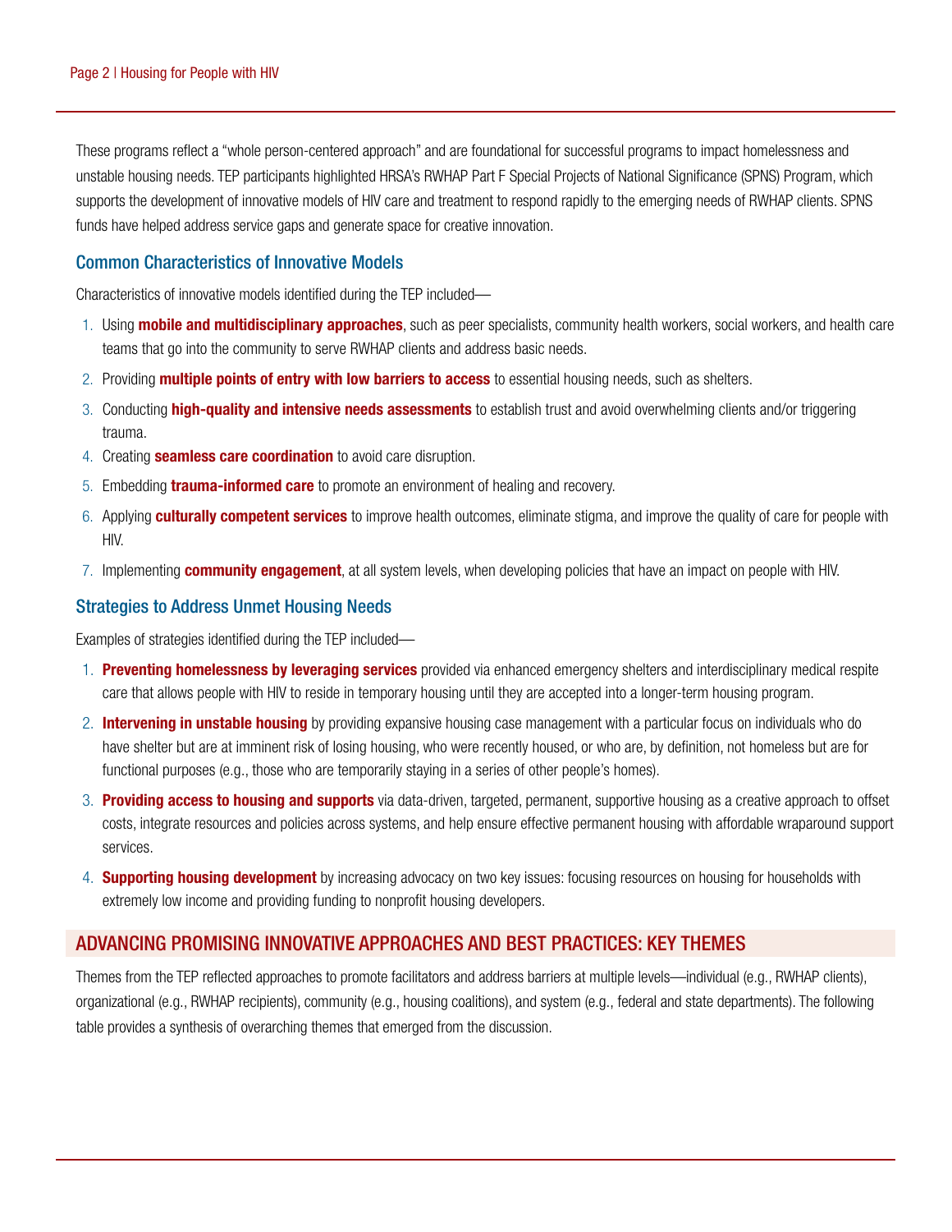These programs reflect a "whole person-centered approach" and are foundational for successful programs to impact homelessness and unstable housing needs. TEP participants highlighted HRSA's RWHAP Part F Special Projects of National Significance (SPNS) Program, which supports the development of innovative models of HIV care and treatment to respond rapidly to the emerging needs of RWHAP clients. SPNS funds have helped address service gaps and generate space for creative innovation.

### Common Characteristics of Innovative Models

Characteristics of innovative models identified during the TEP included—

1. Using **mobile and multidisciplinary approaches**, such as peer specialists, community health workers, social workers, and health care teams that go into the community to serve RWHAP clients and address basic needs.
2. Providing **multiple points of entry with low barriers to access** to essential housing needs, such as shelters.
3. Conducting **high-quality and intensive needs assessments** to establish trust and avoid overwhelming clients and/or triggering trauma.
4. Creating **seamless care coordination** to avoid care disruption.
5. Embedding **trauma-informed care** to promote an environment of healing and recovery.
6. Applying **culturally competent services** to improve health outcomes, eliminate stigma, and improve the quality of care for people with HIV.
7. Implementing **community engagement**, at all system levels, when developing policies that have an impact on people with HIV.

### Strategies to Address Unmet Housing Needs

Examples of strategies identified during the TEP included—

1. **Preventing homelessness by leveraging services** provided via enhanced emergency shelters and interdisciplinary medical respite care that allows people with HIV to reside in temporary housing until they are accepted into a longer-term housing program.
2. **Intervening in unstable housing** by providing expansive housing case management with a particular focus on individuals who do have shelter but are at imminent risk of losing housing, who were recently housed, or who are, by definition, not homeless but are for functional purposes (e.g., those who are temporarily staying in a series of other people's homes).
3. **Providing access to housing and supports** via data-driven, targeted, permanent, supportive housing as a creative approach to offset costs, integrate resources and policies across systems, and help ensure effective permanent housing with affordable wraparound support services.
4. **Supporting housing development** by increasing advocacy on two key issues: focusing resources on housing for households with extremely low income and providing funding to nonprofit housing developers.

## ADVANCING PROMISING INNOVATIVE APPROACHES AND BEST PRACTICES: KEY THEMES

Themes from the TEP reflected approaches to promote facilitators and address barriers at multiple levels—individual (e.g., RWHAP clients), organizational (e.g., RWHAP recipients), community (e.g., housing coalitions), and system (e.g., federal and state departments). The following table provides a synthesis of overarching themes that emerged from the discussion.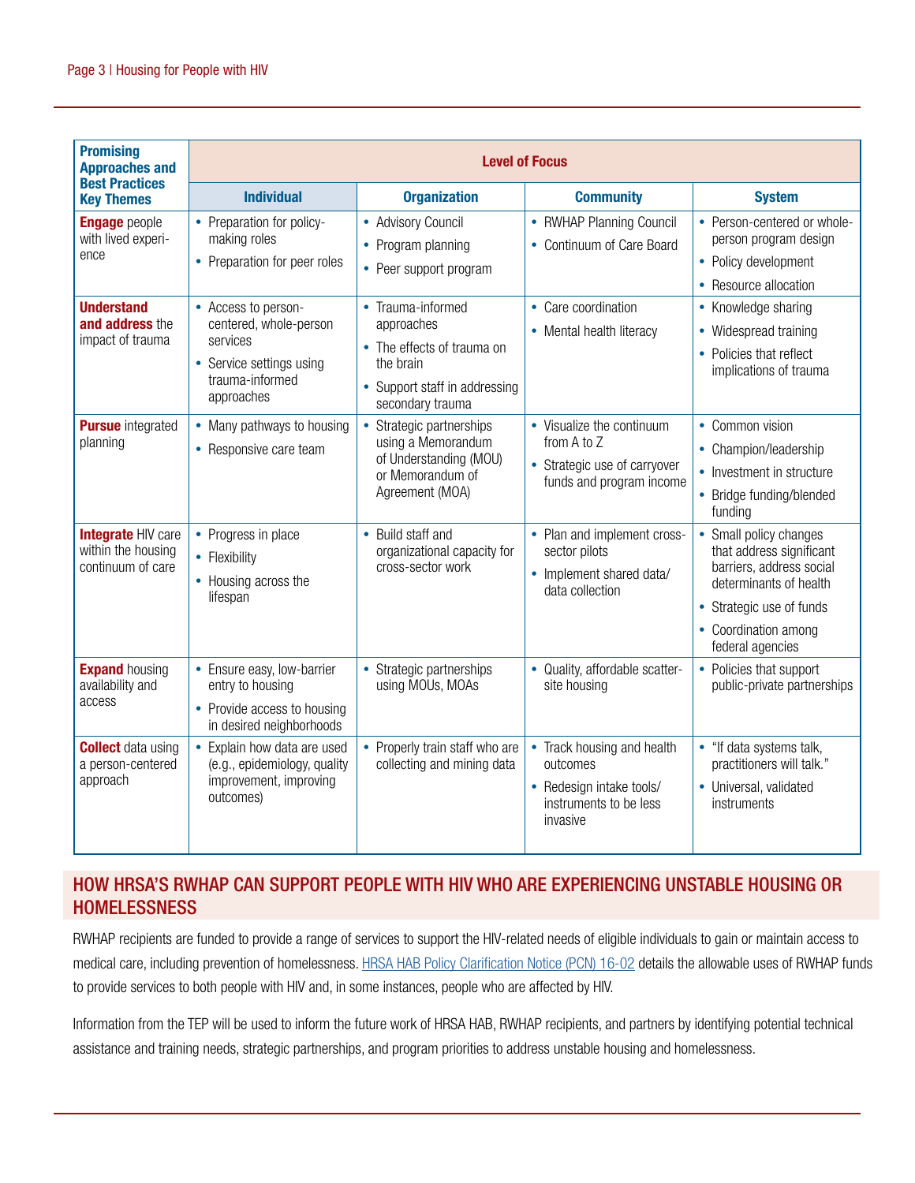| Promising Approaches and Best Practices Key Themes | Level of Focus | | | |
|---|---|---|---|---|
| | **Individual** | **Organization** | **Community** | **System** |
| **Engage** people with lived experience | • Preparation for policy-making roles<br>• Preparation for peer roles | • Advisory Council<br>• Program planning<br>• Peer support program | • RWHAP Planning Council<br>• Continuum of Care Board | • Person-centered or whole-person program design<br>• Policy development<br>• Resource allocation |
| **Understand and address** the impact of trauma | • Access to person-centered, whole-person services<br>• Service settings using trauma-informed approaches | • Trauma-informed approaches<br>• The effects of trauma on the brain<br>• Support staff in addressing secondary trauma | • Care coordination<br>• Mental health literacy | • Knowledge sharing<br>• Widespread training<br>• Policies that reflect implications of trauma |
| **Pursue** integrated planning | • Many pathways to housing<br>• Responsive care team | • Strategic partnerships using a Memorandum of Understanding (MOU) or Memorandum of Agreement (MOA) | • Visualize the continuum from A to Z<br>• Strategic use of carryover funds and program income | • Common vision<br>• Champion/leadership<br>• Investment in structure<br>• Bridge funding/blended funding |
| **Integrate** HIV care within the housing continuum of care | • Progress in place<br>• Flexibility<br>• Housing across the lifespan | • Build staff and organizational capacity for cross-sector work | • Plan and implement cross-sector pilots<br>• Implement shared data/data collection | • Small policy changes that address significant barriers, address social determinants of health<br>• Strategic use of funds<br>• Coordination among federal agencies |
| **Expand** housing availability and access | • Ensure easy, low-barrier entry to housing<br>• Provide access to housing in desired neighborhoods | • Strategic partnerships using MOUs, MOAs | • Quality, affordable scatter-site housing | • Policies that support public-private partnerships |
| **Collect** data using a person-centered approach | • Explain how data are used (e.g., epidemiology, quality improvement, improving outcomes) | • Properly train staff who are collecting and mining data | • Track housing and health outcomes<br>• Redesign intake tools/instruments to be less invasive | • "If data systems talk, practitioners will talk."<br>• Universal, validated instruments |

## HOW HRSA'S RWHAP CAN SUPPORT PEOPLE WITH HIV WHO ARE EXPERIENCING UNSTABLE HOUSING OR HOMELESSNESS

RWHAP recipients are funded to provide a range of services to support the HIV-related needs of eligible individuals to gain or maintain access to medical care, including prevention of homelessness. HRSA HAB Policy Clarification Notice (PCN) 16-02 details the allowable uses of RWHAP funds to provide services to both people with HIV and, in some instances, people who are affected by HIV.

Information from the TEP will be used to inform the future work of HRSA HAB, RWHAP recipients, and partners by identifying potential technical assistance and training needs, strategic partnerships, and program priorities to address unstable housing and homelessness.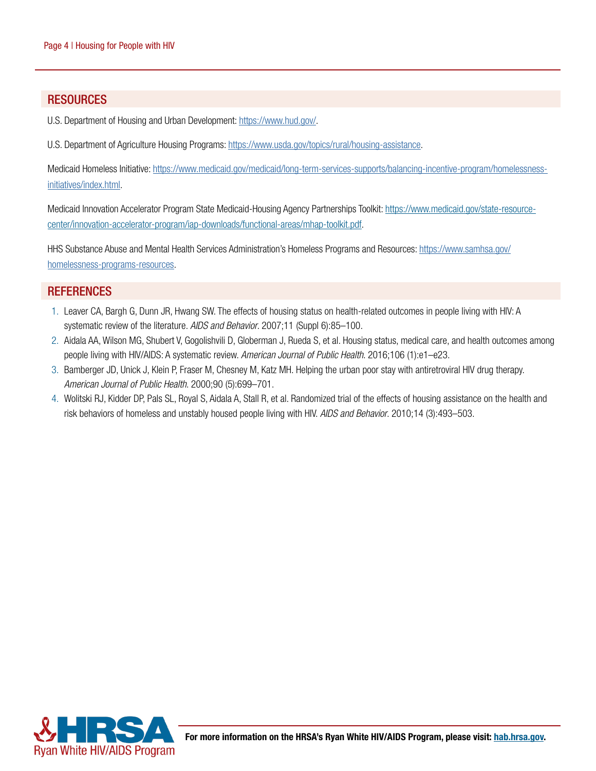## RESOURCES

U.S. Department of Housing and Urban Development: https://www.hud.gov/.

U.S. Department of Agriculture Housing Programs: https://www.usda.gov/topics/rural/housing-assistance.

Medicaid Homeless Initiative: https://www.medicaid.gov/medicaid/long-term-services-supports/balancing-incentive-program/homelessness-initiatives/index.html.

Medicaid Innovation Accelerator Program State Medicaid-Housing Agency Partnerships Toolkit: https://www.medicaid.gov/state-resource-center/innovation-accelerator-program/iap-downloads/functional-areas/mhap-toolkit.pdf.

HHS Substance Abuse and Mental Health Services Administration's Homeless Programs and Resources: https://www.samhsa.gov/homelessness-programs-resources.

## REFERENCES

1. Leaver CA, Bargh G, Dunn JR, Hwang SW. The effects of housing status on health-related outcomes in people living with HIV: A systematic review of the literature. *AIDS and Behavior.* 2007;11 (Suppl 6):85–100.
2. Aidala AA, Wilson MG, Shubert V, Gogolishvili D, Globerman J, Rueda S, et al. Housing status, medical care, and health outcomes among people living with HIV/AIDS: A systematic review. *American Journal of Public Health.* 2016;106 (1):e1–e23.
3. Bamberger JD, Unick J, Klein P, Fraser M, Chesney M, Katz MH. Helping the urban poor stay with antiretroviral HIV drug therapy. *American Journal of Public Health.* 2000;90 (5):699–701.
4. Wolitski RJ, Kidder DP, Pals SL, Royal S, Aidala A, Stall R, et al. Randomized trial of the effects of housing assistance on the health and risk behaviors of homeless and unstably housed people living with HIV. *AIDS and Behavior.* 2010;14 (3):493–503.

HRSA Ryan White HIV/AIDS Program

**For more information on the HRSA's Ryan White HIV/AIDS Program, please visit: hab.hrsa.gov.**